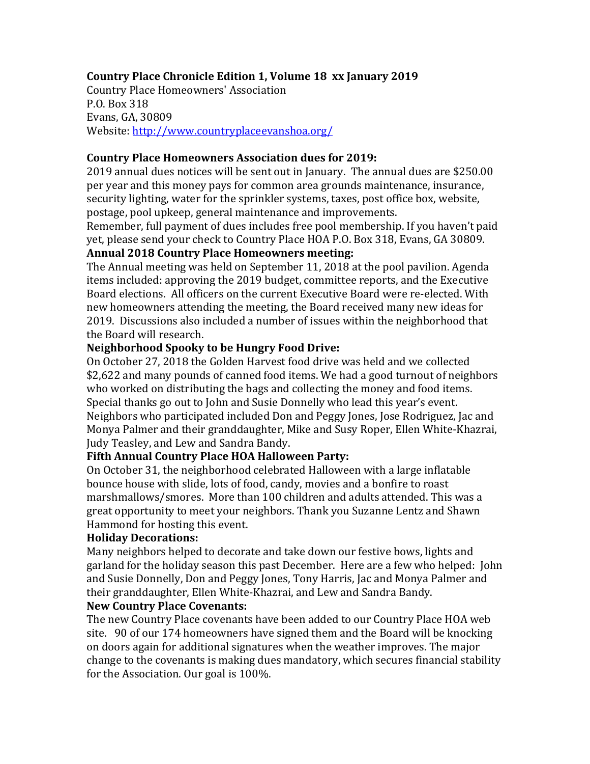**Country Place Chronicle Edition 1, Volume 18 xx January 2019**

Country Place Homeowners' Association
P.O. Box 318
Evans, GA, 30809
Website: http://www.countryplaceevanshoa.org/

**Country Place Homeowners Association dues for 2019:**

2019 annual dues notices will be sent out in January. The annual dues are $250.00 per year and this money pays for common area grounds maintenance, insurance, security lighting, water for the sprinkler systems, taxes, post office box, website, postage, pool upkeep, general maintenance and improvements.
Remember, full payment of dues includes free pool membership. If you haven't paid yet, please send your check to Country Place HOA P.O. Box 318, Evans, GA 30809.

**Annual 2018 Country Place Homeowners meeting:**

The Annual meeting was held on September 11, 2018 at the pool pavilion. Agenda items included: approving the 2019 budget, committee reports, and the Executive Board elections. All officers on the current Executive Board were re-elected. With new homeowners attending the meeting, the Board received many new ideas for 2019. Discussions also included a number of issues within the neighborhood that the Board will research.

**Neighborhood Spooky to be Hungry Food Drive:**

On October 27, 2018 the Golden Harvest food drive was held and we collected $2,622 and many pounds of canned food items. We had a good turnout of neighbors who worked on distributing the bags and collecting the money and food items. Special thanks go out to John and Susie Donnelly who lead this year's event. Neighbors who participated included Don and Peggy Jones, Jose Rodriguez, Jac and Monya Palmer and their granddaughter, Mike and Susy Roper, Ellen White-Khazrai, Judy Teasley, and Lew and Sandra Bandy.

**Fifth Annual Country Place HOA Halloween Party:**

On October 31, the neighborhood celebrated Halloween with a large inflatable bounce house with slide, lots of food, candy, movies and a bonfire to roast marshmallows/smores. More than 100 children and adults attended. This was a great opportunity to meet your neighbors. Thank you Suzanne Lentz and Shawn Hammond for hosting this event.

**Holiday Decorations:**

Many neighbors helped to decorate and take down our festive bows, lights and garland for the holiday season this past December. Here are a few who helped: John and Susie Donnelly, Don and Peggy Jones, Tony Harris, Jac and Monya Palmer and their granddaughter, Ellen White-Khazrai, and Lew and Sandra Bandy.

**New Country Place Covenants:**

The new Country Place covenants have been added to our Country Place HOA web site. 90 of our 174 homeowners have signed them and the Board will be knocking on doors again for additional signatures when the weather improves. The major change to the covenants is making dues mandatory, which secures financial stability for the Association. Our goal is 100%.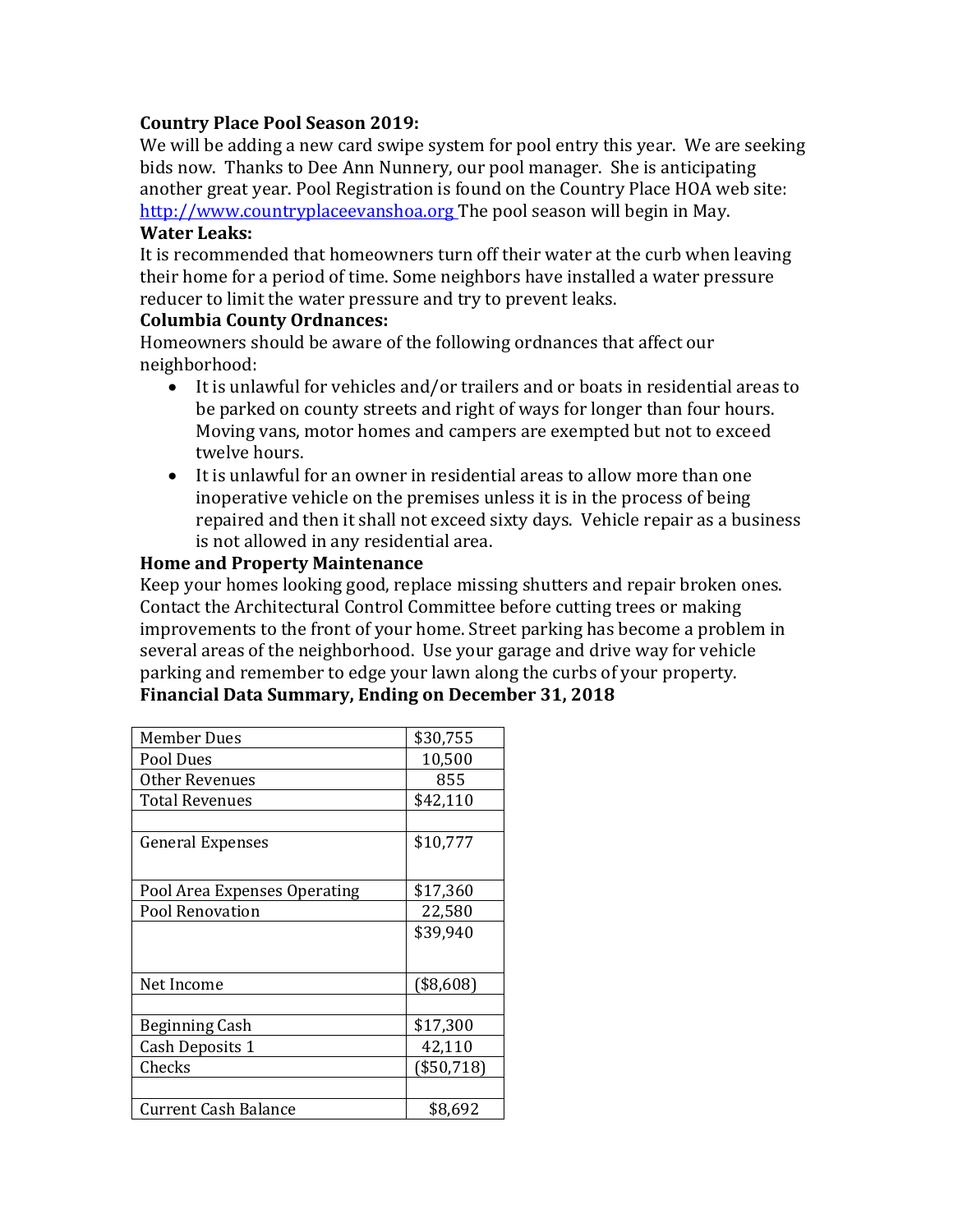**Country Place Pool Season 2019:**

We will be adding a new card swipe system for pool entry this year. We are seeking bids now. Thanks to Dee Ann Nunnery, our pool manager. She is anticipating another great year. Pool Registration is found on the Country Place HOA web site: [http://www.countryplaceevanshoa.org](http://www.countryplaceevanshoa.org) The pool season will begin in May.

**Water Leaks:**

It is recommended that homeowners turn off their water at the curb when leaving their home for a period of time. Some neighbors have installed a water pressure reducer to limit the water pressure and try to prevent leaks.

**Columbia County Ordnances:**

Homeowners should be aware of the following ordnances that affect our neighborhood:

- It is unlawful for vehicles and/or trailers and or boats in residential areas to be parked on county streets and right of ways for longer than four hours. Moving vans, motor homes and campers are exempted but not to exceed twelve hours.
- It is unlawful for an owner in residential areas to allow more than one inoperative vehicle on the premises unless it is in the process of being repaired and then it shall not exceed sixty days. Vehicle repair as a business is not allowed in any residential area.

**Home and Property Maintenance**

Keep your homes looking good, replace missing shutters and repair broken ones. Contact the Architectural Control Committee before cutting trees or making improvements to the front of your home. Street parking has become a problem in several areas of the neighborhood. Use your garage and drive way for vehicle parking and remember to edge your lawn along the curbs of your property.

**Financial Data Summary, Ending on December 31, 2018**

| | |
|---|---|
| Member Dues | $30,755 |
| Pool Dues | 10,500 |
| Other Revenues | 855 |
| Total Revenues | $42,110 |
| | |
| General Expenses | $10,777 |
| Pool Area Expenses Operating | $17,360 |
| Pool Renovation | 22,580 |
| | $39,940 |
| Net Income | ($8,608) |
| | |
| Beginning Cash | $17,300 |
| Cash Deposits 1 | 42,110 |
| Checks | ($50,718) |
| | |
| Current Cash Balance | $8,692 |